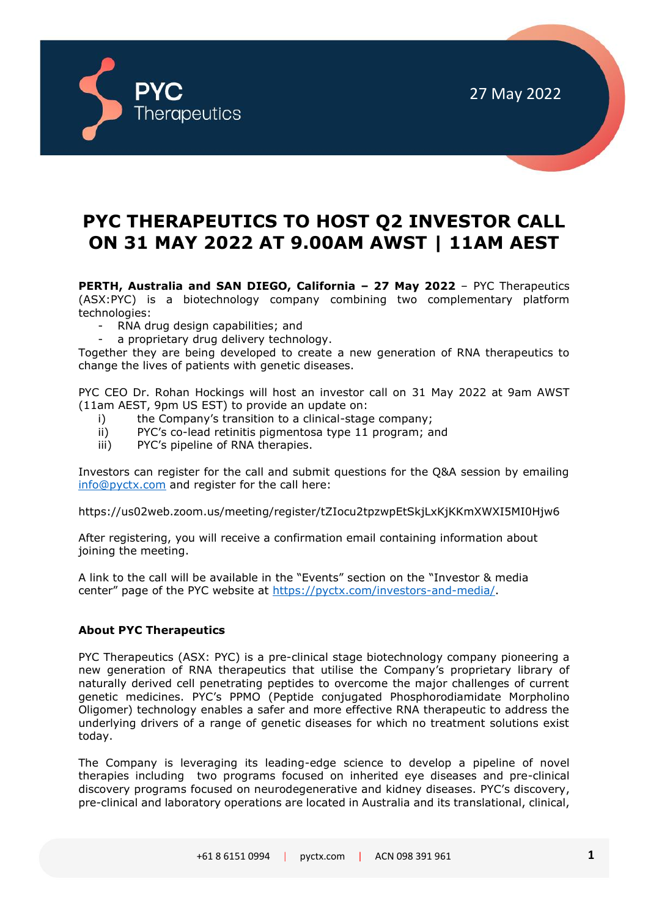27 May 2022

# PYC THERAPEUTICS TO HOST Q2 INVESTOR CALL ON 31 MAY 2022 AT 9.00AM AWST | 11AM AEST

**PERTH, Australia and SAN DIEGO, California – 27 May 2022** – PYC Therapeutics (ASX:PYC) is a biotechnology company combining two complementary platform technologies:

- RNA drug design capabilities; and
- a proprietary drug delivery technology.

Together they are being developed to create a new generation of RNA therapeutics to change the lives of patients with genetic diseases.

PYC CEO Dr. Rohan Hockings will host an investor call on 31 May 2022 at 9am AWST (11am AEST, 9pm US EST) to provide an update on:

i) the Company's transition to a clinical-stage company;
ii) PYC's co-lead retinitis pigmentosa type 11 program; and
iii) PYC's pipeline of RNA therapies.

Investors can register for the call and submit questions for the Q&A session by emailing info@pyctx.com and register for the call here:

https://us02web.zoom.us/meeting/register/tZIocu2tpzwpEtSkjLxKjKKmXWXI5MI0Hjw6

After registering, you will receive a confirmation email containing information about joining the meeting.

A link to the call will be available in the "Events" section on the "Investor & media center" page of the PYC website at https://pyctx.com/investors-and-media/.

### About PYC Therapeutics

PYC Therapeutics (ASX: PYC) is a pre-clinical stage biotechnology company pioneering a new generation of RNA therapeutics that utilise the Company's proprietary library of naturally derived cell penetrating peptides to overcome the major challenges of current genetic medicines. PYC's PPMO (Peptide conjugated Phosphorodiamidate Morpholino Oligomer) technology enables a safer and more effective RNA therapeutic to address the underlying drivers of a range of genetic diseases for which no treatment solutions exist today.

The Company is leveraging its leading-edge science to develop a pipeline of novel therapies including two programs focused on inherited eye diseases and pre-clinical discovery programs focused on neurodegenerative and kidney diseases. PYC's discovery, pre-clinical and laboratory operations are located in Australia and its translational, clinical,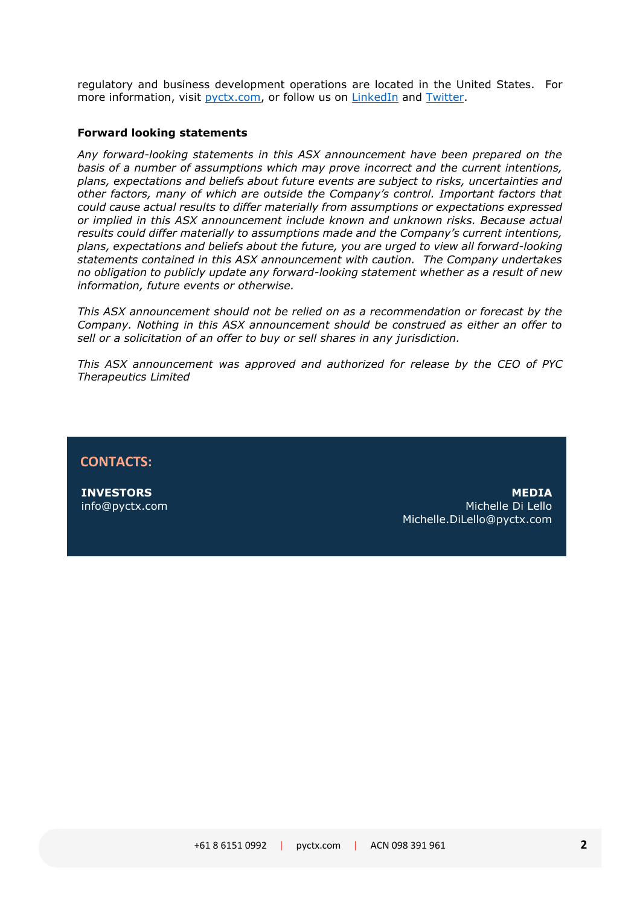regulatory and business development operations are located in the United States. For more information, visit [pyctx.com](pyctx.com), or follow us on [LinkedIn]() and [Twitter]().

**Forward looking statements**

*Any forward-looking statements in this ASX announcement have been prepared on the basis of a number of assumptions which may prove incorrect and the current intentions, plans, expectations and beliefs about future events are subject to risks, uncertainties and other factors, many of which are outside the Company's control. Important factors that could cause actual results to differ materially from assumptions or expectations expressed or implied in this ASX announcement include known and unknown risks. Because actual results could differ materially to assumptions made and the Company's current intentions, plans, expectations and beliefs about the future, you are urged to view all forward-looking statements contained in this ASX announcement with caution. The Company undertakes no obligation to publicly update any forward-looking statement whether as a result of new information, future events or otherwise.*

*This ASX announcement should not be relied on as a recommendation or forecast by the Company. Nothing in this ASX announcement should be construed as either an offer to sell or a solicitation of an offer to buy or sell shares in any jurisdiction.*

*This ASX announcement was approved and authorized for release by the CEO of PYC Therapeutics Limited*

**CONTACTS:**

**INVESTORS**
info@pyctx.com

**MEDIA**
Michelle Di Lello
Michelle.DiLello@pyctx.com

+61 8 6151 0992 | pyctx.com | ACN 098 391 961